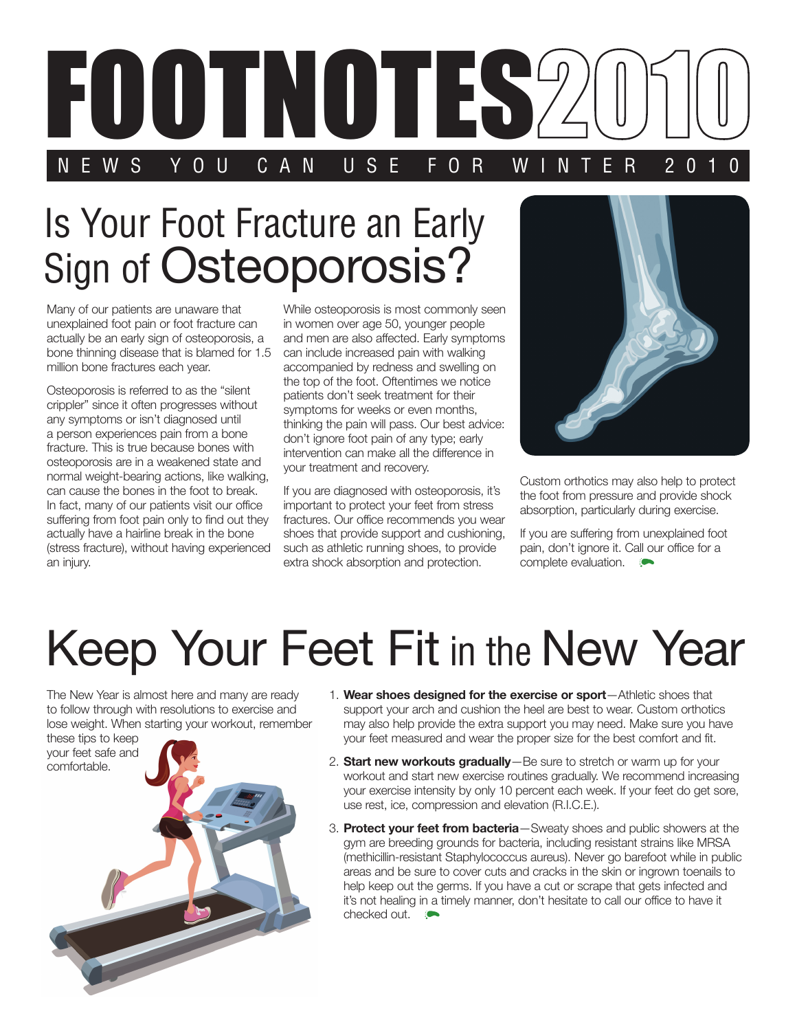# FOOTNOTES 2010

NEWS YOU CAN USE FOR WINTER 2010

## Is Your Foot Fracture an Early Sign of Osteoporosis?

Many of our patients are unaware that unexplained foot pain or foot fracture can actually be an early sign of osteoporosis, a bone thinning disease that is blamed for 1.5 million bone fractures each year.

Osteoporosis is referred to as the "silent crippler" since it often progresses without any symptoms or isn't diagnosed until a person experiences pain from a bone fracture. This is true because bones with osteoporosis are in a weakened state and normal weight-bearing actions, like walking, can cause the bones in the foot to break. In fact, many of our patients visit our office suffering from foot pain only to find out they actually have a hairline break in the bone (stress fracture), without having experienced an injury.

While osteoporosis is most commonly seen in women over age 50, younger people and men are also affected. Early symptoms can include increased pain with walking accompanied by redness and swelling on the top of the foot. Oftentimes we notice patients don't seek treatment for their symptoms for weeks or even months, thinking the pain will pass. Our best advice: don't ignore foot pain of any type; early intervention can make all the difference in your treatment and recovery.

If you are diagnosed with osteoporosis, it's important to protect your feet from stress fractures. Our office recommends you wear shoes that provide support and cushioning, such as athletic running shoes, to provide extra shock absorption and protection.

Custom orthotics may also help to protect the foot from pressure and provide shock absorption, particularly during exercise.

If you are suffering from unexplained foot pain, don't ignore it. Call our office for a complete evaluation.

## Keep Your Feet Fit in the New Year

The New Year is almost here and many are ready to follow through with resolutions to exercise and lose weight. When starting your workout, remember these tips to keep your feet safe and comfortable.

1. **Wear shoes designed for the exercise or sport**—Athletic shoes that support your arch and cushion the heel are best to wear. Custom orthotics may also help provide the extra support you may need. Make sure you have your feet measured and wear the proper size for the best comfort and fit.
2. **Start new workouts gradually**—Be sure to stretch or warm up for your workout and start new exercise routines gradually. We recommend increasing your exercise intensity by only 10 percent each week. If your feet do get sore, use rest, ice, compression and elevation (R.I.C.E.).
3. **Protect your feet from bacteria**—Sweaty shoes and public showers at the gym are breeding grounds for bacteria, including resistant strains like MRSA (methicillin-resistant Staphylococcus aureus). Never go barefoot while in public areas and be sure to cover cuts and cracks in the skin or ingrown toenails to help keep out the germs. If you have a cut or scrape that gets infected and it's not healing in a timely manner, don't hesitate to call our office to have it checked out.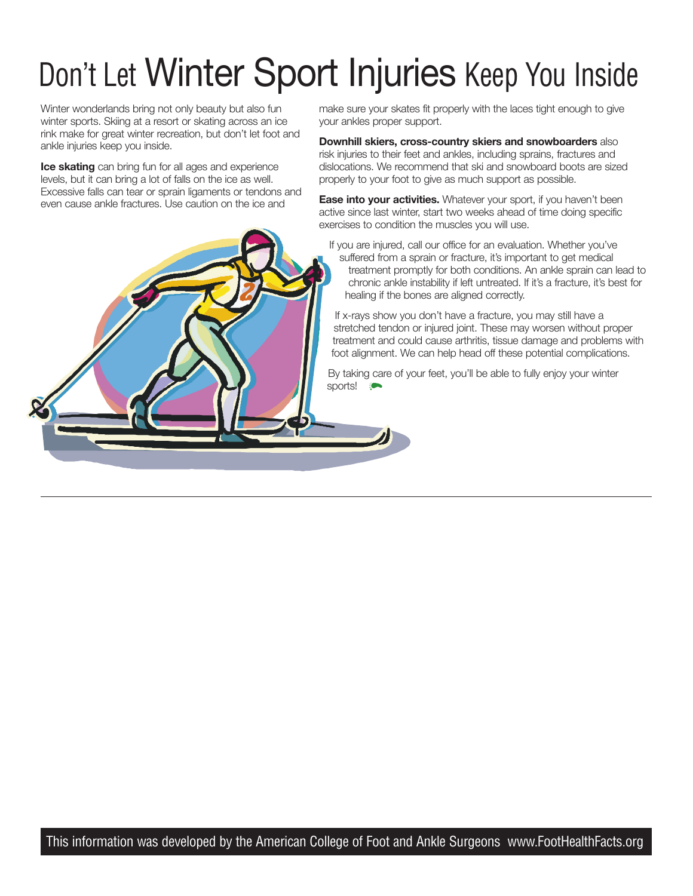# Don't Let Winter Sport Injuries Keep You Inside

Winter wonderlands bring not only beauty but also fun winter sports. Skiing at a resort or skating across an ice rink make for great winter recreation, but don't let foot and ankle injuries keep you inside.

**Ice skating** can bring fun for all ages and experience levels, but it can bring a lot of falls on the ice as well. Excessive falls can tear or sprain ligaments or tendons and even cause ankle fractures. Use caution on the ice and make sure your skates fit properly with the laces tight enough to give your ankles proper support.

**Downhill skiers, cross-country skiers and snowboarders** also risk injuries to their feet and ankles, including sprains, fractures and dislocations. We recommend that ski and snowboard boots are sized properly to your foot to give as much support as possible.

**Ease into your activities.** Whatever your sport, if you haven't been active since last winter, start two weeks ahead of time doing specific exercises to condition the muscles you will use.

If you are injured, call our office for an evaluation. Whether you've suffered from a sprain or fracture, it's important to get medical treatment promptly for both conditions. An ankle sprain can lead to chronic ankle instability if left untreated. If it's a fracture, it's best for healing if the bones are aligned correctly.

If x-rays show you don't have a fracture, you may still have a stretched tendon or injured joint. These may worsen without proper treatment and could cause arthritis, tissue damage and problems with foot alignment. We can help head off these potential complications.

By taking care of your feet, you'll be able to fully enjoy your winter sports!

This information was developed by the American College of Foot and Ankle Surgeons www.FootHealthFacts.org